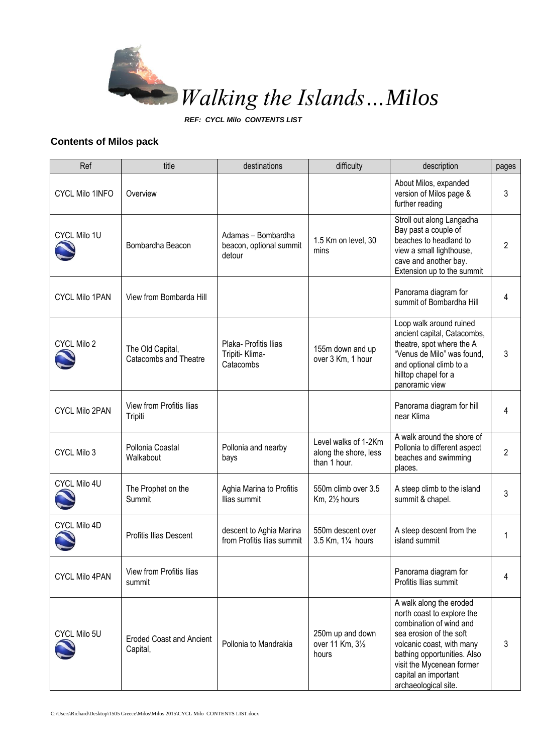# *Walking the Islands…Milos*

***REF: CYCL Milo CONTENTS LIST***

### Contents of Milos pack

| Ref | title | destinations | difficulty | description | pages |
|---|---|---|---|---|---|
| CYCL Milo 1INFO | Overview | | | About Milos, expanded version of Milos page & further reading | 3 |
| CYCL Milo 1U | Bombardha Beacon | Adamas – Bombardha beacon, optional summit detour | 1.5 Km on level, 30 mins | Stroll out along Langadha Bay past a couple of beaches to headland to view a small lighthouse, cave and another bay. Extension up to the summit | 2 |
| CYCL Milo 1PAN | View from Bombarda Hill | | | Panorama diagram for summit of Bombardha Hill | 4 |
| CYCL Milo 2 | The Old Capital, Catacombs and Theatre | Plaka- Profitis Ilias Tripiti- Klima-Catacombs | 155m down and up over 3 Km, 1 hour | Loop walk around ruined ancient capital, Catacombs, theatre, spot where the A "Venus de Milo" was found, and optional climb to a hilltop chapel for a panoramic view | 3 |
| CYCL Milo 2PAN | View from Profitis Ilias Tripiti | | | Panorama diagram for hill near Klima | 4 |
| CYCL Milo 3 | Pollonia Coastal Walkabout | Pollonia and nearby bays | Level walks of 1-2Km along the shore, less than 1 hour. | A walk around the shore of Pollonia to different aspect beaches and swimming places. | 2 |
| CYCL Milo 4U | The Prophet on the Summit | Aghia Marina to Profitis Ilias summit | 550m climb over 3.5 Km, 2½ hours | A steep climb to the island summit & chapel. | 3 |
| CYCL Milo 4D | Profitis Ilias Descent | descent to Aghia Marina from Profitis Ilias summit | 550m descent over 3.5 Km, 1¼ hours | A steep descent from the island summit | 1 |
| CYCL Milo 4PAN | View from Profitis Ilias summit | | | Panorama diagram for Profitis Ilias summit | 4 |
| CYCL Milo 5U | Eroded Coast and Ancient Capital, | Pollonia to Mandrakia | 250m up and down over 11 Km, 3½ hours | A walk along the eroded north coast to explore the combination of wind and sea erosion of the soft volcanic coast, with many bathing opportunities. Also visit the Mycenean former capital an important archaeological site. | 3 |

C:\Users\Richard\Desktop\1505 Greece\Milos\Milos 2015\CYCL Milo CONTENTS LIST.docx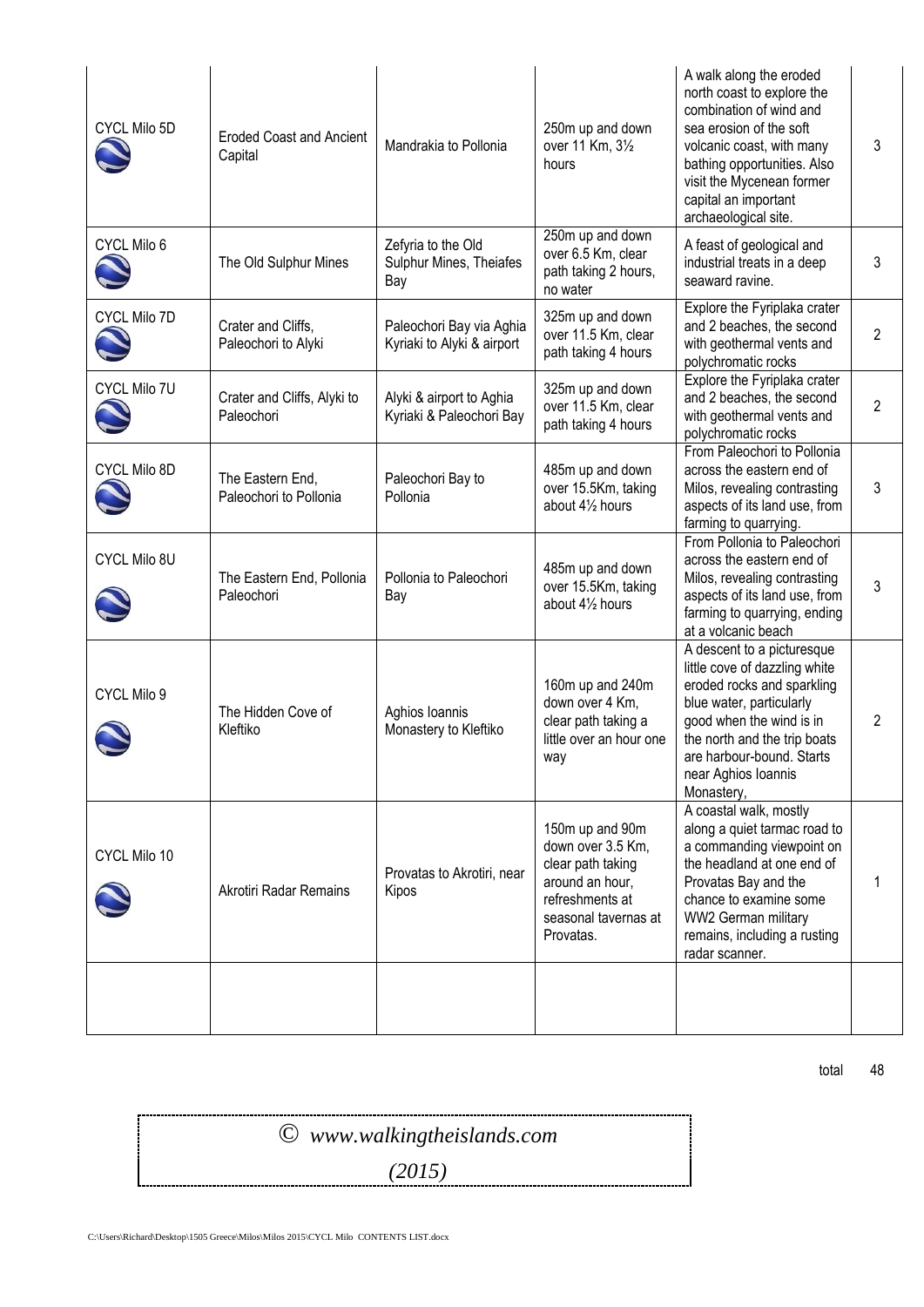| | | | | | |
|---|---|---|---|---|---|
| CYCL Milo 5D | Eroded Coast and Ancient Capital | Mandrakia to Pollonia | 250m up and down over 11 Km, 3½ hours | A walk along the eroded north coast to explore the combination of wind and sea erosion of the soft volcanic coast, with many bathing opportunities. Also visit the Mycenean former capital an important archaeological site. | 3 |
| CYCL Milo 6 | The Old Sulphur Mines | Zefyria to the Old Sulphur Mines, Theiafes Bay | 250m up and down over 6.5 Km, clear path taking 2 hours, no water | A feast of geological and industrial treats in a deep seaward ravine. | 3 |
| CYCL Milo 7D | Crater and Cliffs, Paleochori to Alyki | Paleochori Bay via Aghia Kyriaki to Alyki & airport | 325m up and down over 11.5 Km, clear path taking 4 hours | Explore the Fyriplaka crater and 2 beaches, the second with geothermal vents and polychromatic rocks | 2 |
| CYCL Milo 7U | Crater and Cliffs, Alyki to Paleochori | Alyki & airport to Aghia Kyriaki & Paleochori Bay | 325m up and down over 11.5 Km, clear path taking 4 hours | Explore the Fyriplaka crater and 2 beaches, the second with geothermal vents and polychromatic rocks | 2 |
| CYCL Milo 8D | The Eastern End, Paleochori to Pollonia | Paleochori Bay to Pollonia | 485m up and down over 15.5Km, taking about 4½ hours | From Paleochori to Pollonia across the eastern end of Milos, revealing contrasting aspects of its land use, from farming to quarrying. | 3 |
| CYCL Milo 8U | The Eastern End, Pollonia Paleochori | Pollonia to Paleochori Bay | 485m up and down over 15.5Km, taking about 4½ hours | From Pollonia to Paleochori across the eastern end of Milos, revealing contrasting aspects of its land use, from farming to quarrying, ending at a volcanic beach | 3 |
| CYCL Milo 9 | The Hidden Cove of Kleftiko | Aghios Ioannis Monastery to Kleftiko | 160m up and 240m down over 4 Km, clear path taking a little over an hour one way | A descent to a picturesque little cove of dazzling white eroded rocks and sparkling blue water, particularly good when the wind is in the north and the trip boats are harbour-bound. Starts near Aghios Ioannis Monastery, | 2 |
| CYCL Milo 10 | Akrotiri Radar Remains | Provatas to Akrotiri, near Kipos | 150m up and 90m down over 3.5 Km, clear path taking around an hour, refreshments at seasonal tavernas at Provatas. | A coastal walk, mostly along a quiet tarmac road to a commanding viewpoint on the headland at one end of Provatas Bay and the chance to examine some WW2 German military remains, including a rusting radar scanner. | 1 |
| | | | | | |

total 48

© *www.walkingtheislands.com*

*(2015)*

C:\Users\Richard\Desktop\1505 Greece\Milos\Milos 2015\CYCL Milo CONTENTS LIST.docx